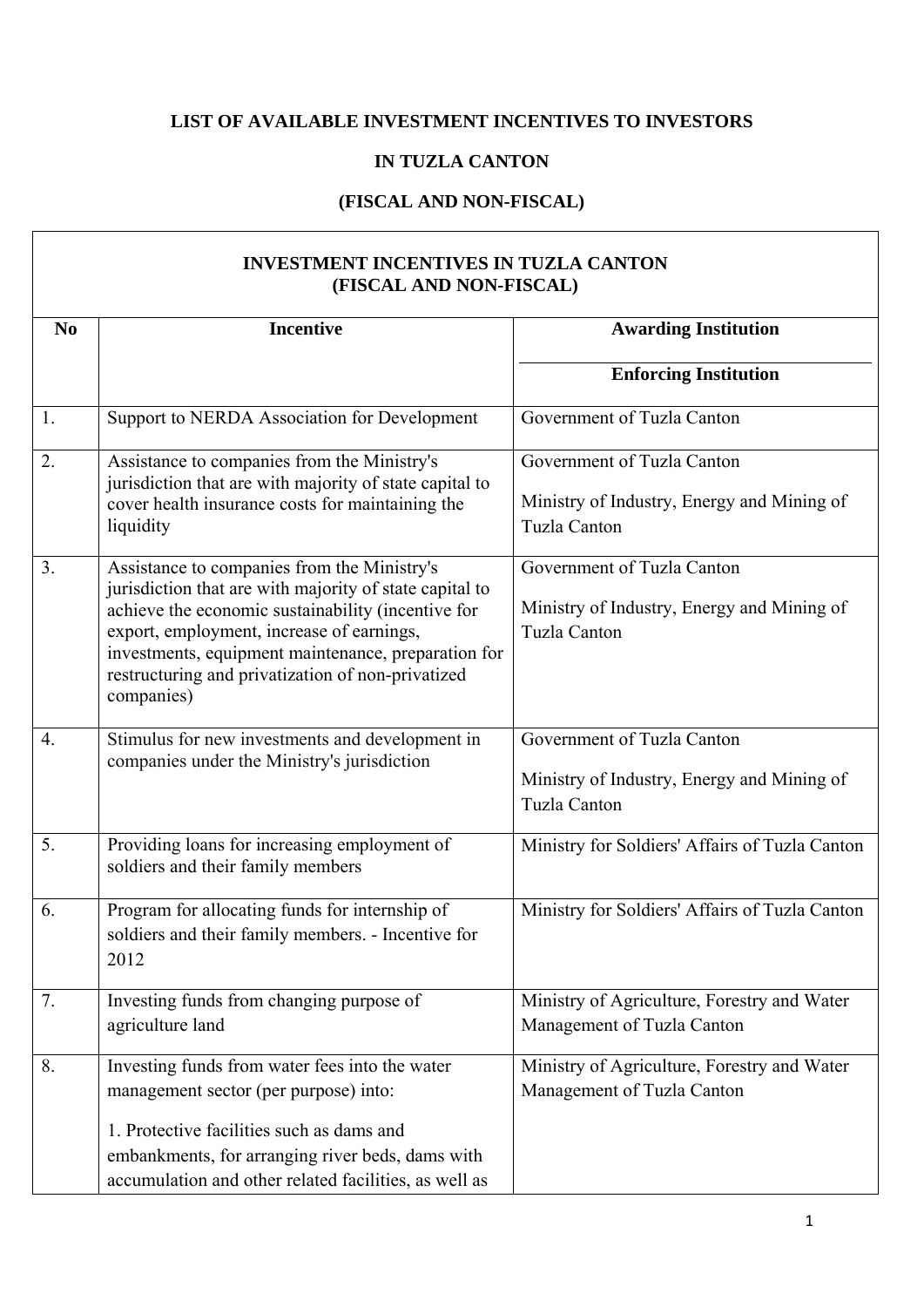**LIST OF AVAILABLE INVESTMENT INCENTIVES TO INVESTORS**

**IN TUZLA CANTON**

**(FISCAL AND NON-FISCAL)**

| **INVESTMENT INCENTIVES IN TUZLA CANTON (FISCAL AND NON-FISCAL)** | | |
|---|---|---|
| **No** | **Incentive** | **Awarding Institution** / **Enforcing Institution** |
| 1. | Support to NERDA Association for Development | Government of Tuzla Canton |
| 2. | Assistance to companies from the Ministry's jurisdiction that are with majority of state capital to cover health insurance costs for maintaining the liquidity | Government of Tuzla Canton<br><br>Ministry of Industry, Energy and Mining of Tuzla Canton |
| 3. | Assistance to companies from the Ministry's jurisdiction that are with majority of state capital to achieve the economic sustainability (incentive for export, employment, increase of earnings, investments, equipment maintenance, preparation for restructuring and privatization of non-privatized companies) | Government of Tuzla Canton<br><br>Ministry of Industry, Energy and Mining of Tuzla Canton |
| 4. | Stimulus for new investments and development in companies under the Ministry's jurisdiction | Government of Tuzla Canton<br><br>Ministry of Industry, Energy and Mining of Tuzla Canton |
| 5. | Providing loans for increasing employment of soldiers and their family members | Ministry for Soldiers' Affairs of Tuzla Canton |
| 6. | Program for allocating funds for internship of soldiers and their family members. - Incentive for 2012 | Ministry for Soldiers' Affairs of Tuzla Canton |
| 7. | Investing funds from changing purpose of agriculture land | Ministry of Agriculture, Forestry and Water Management of Tuzla Canton |
| 8. | Investing funds from water fees into the water management sector (per purpose) into:<br><br>1. Protective facilities such as dams and embankments, for arranging river beds, dams with accumulation and other related facilities, as well as | Ministry of Agriculture, Forestry and Water Management of Tuzla Canton |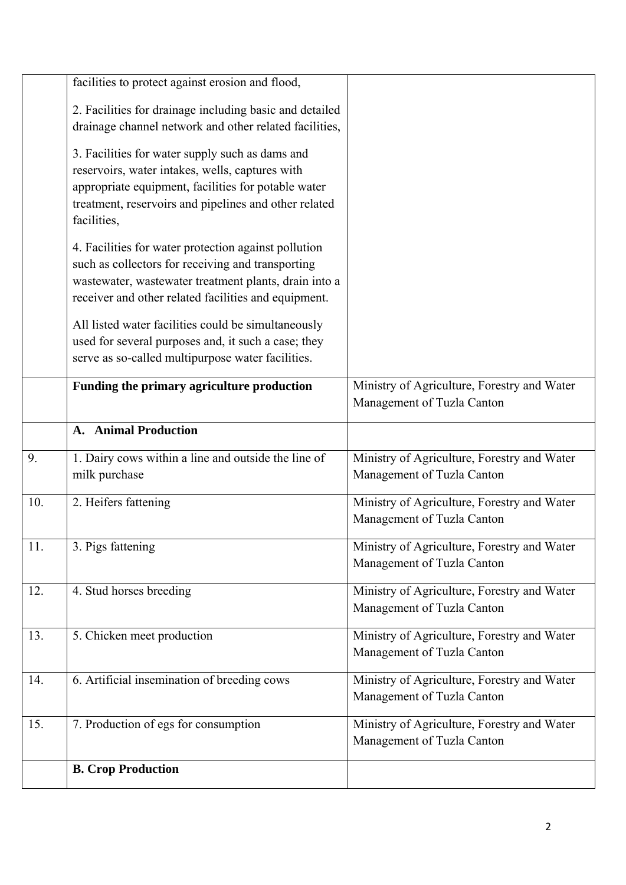| | | |
|---|---|---|
| | facilities to protect against erosion and flood,<br><br>2. Facilities for drainage including basic and detailed drainage channel network and other related facilities,<br><br>3. Facilities for water supply such as dams and reservoirs, water intakes, wells, captures with appropriate equipment, facilities for potable water treatment, reservoirs and pipelines and other related facilities,<br><br>4. Facilities for water protection against pollution such as collectors for receiving and transporting wastewater, wastewater treatment plants, drain into a receiver and other related facilities and equipment.<br><br>All listed water facilities could be simultaneously used for several purposes and, it such a case; they serve as so-called multipurpose water facilities. | |
| | **Funding the primary agriculture production** | Ministry of Agriculture, Forestry and Water Management of Tuzla Canton |
| | **A. Animal Production** | |
| 9. | 1. Dairy cows within a line and outside the line of milk purchase | Ministry of Agriculture, Forestry and Water Management of Tuzla Canton |
| 10. | 2. Heifers fattening | Ministry of Agriculture, Forestry and Water Management of Tuzla Canton |
| 11. | 3. Pigs fattening | Ministry of Agriculture, Forestry and Water Management of Tuzla Canton |
| 12. | 4. Stud horses breeding | Ministry of Agriculture, Forestry and Water Management of Tuzla Canton |
| 13. | 5. Chicken meet production | Ministry of Agriculture, Forestry and Water Management of Tuzla Canton |
| 14. | 6. Artificial insemination of breeding cows | Ministry of Agriculture, Forestry and Water Management of Tuzla Canton |
| 15. | 7. Production of egs for consumption | Ministry of Agriculture, Forestry and Water Management of Tuzla Canton |
| | **B. Crop Production** | |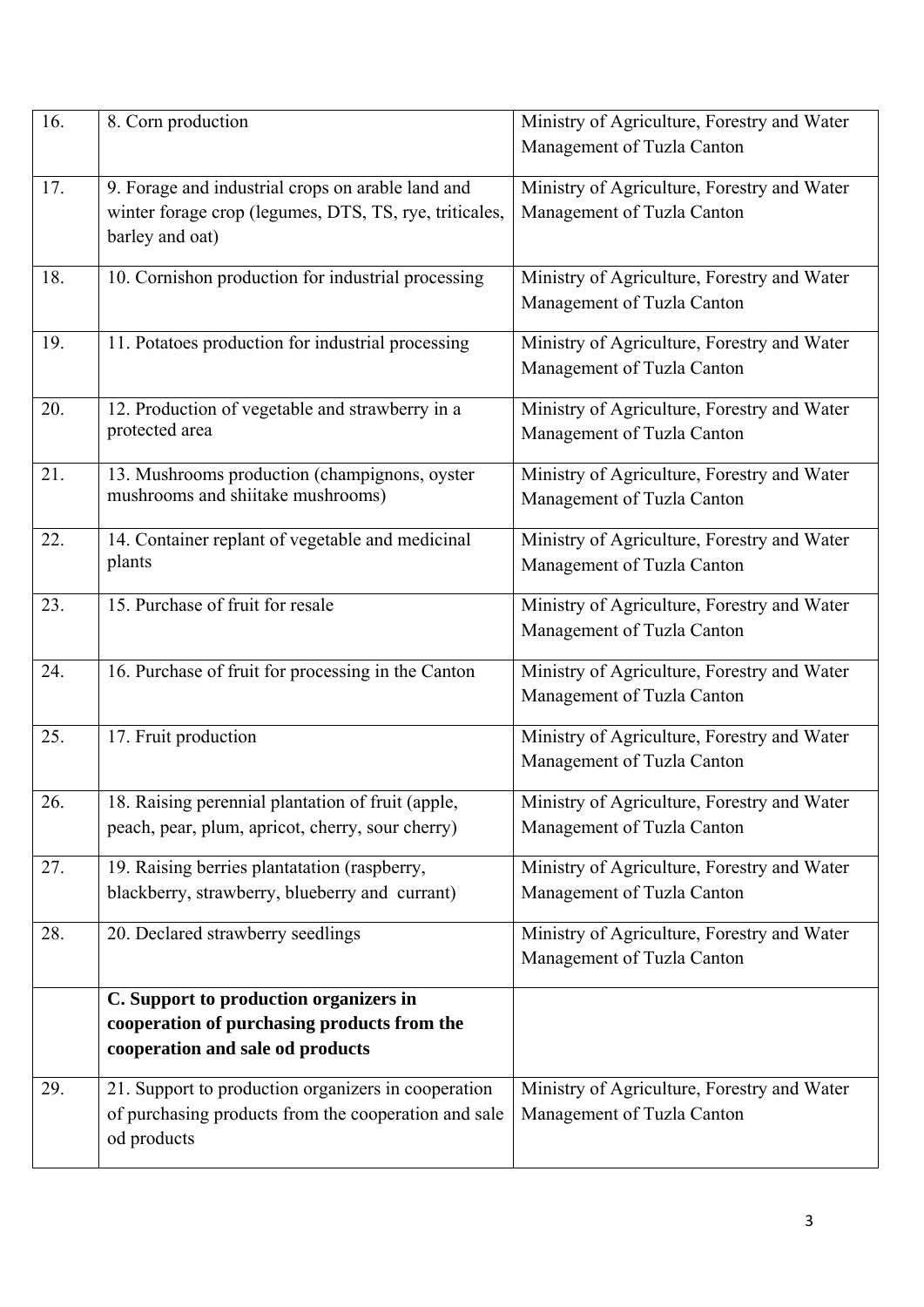| | | |
|---|---|---|
| 16. | 8. Corn production | Ministry of Agriculture, Forestry and Water Management of Tuzla Canton |
| 17. | 9. Forage and industrial crops on arable land and winter forage crop (legumes, DTS, TS, rye, triticales, barley and oat) | Ministry of Agriculture, Forestry and Water Management of Tuzla Canton |
| 18. | 10. Cornishon production for industrial processing | Ministry of Agriculture, Forestry and Water Management of Tuzla Canton |
| 19. | 11. Potatoes production for industrial processing | Ministry of Agriculture, Forestry and Water Management of Tuzla Canton |
| 20. | 12. Production of vegetable and strawberry in a protected area | Ministry of Agriculture, Forestry and Water Management of Tuzla Canton |
| 21. | 13. Mushrooms production (champignons, oyster mushrooms and shiitake mushrooms) | Ministry of Agriculture, Forestry and Water Management of Tuzla Canton |
| 22. | 14. Container replant of vegetable and medicinal plants | Ministry of Agriculture, Forestry and Water Management of Tuzla Canton |
| 23. | 15. Purchase of fruit for resale | Ministry of Agriculture, Forestry and Water Management of Tuzla Canton |
| 24. | 16. Purchase of fruit for processing in the Canton | Ministry of Agriculture, Forestry and Water Management of Tuzla Canton |
| 25. | 17. Fruit production | Ministry of Agriculture, Forestry and Water Management of Tuzla Canton |
| 26. | 18. Raising perennial plantation of fruit (apple, peach, pear, plum, apricot, cherry, sour cherry) | Ministry of Agriculture, Forestry and Water Management of Tuzla Canton |
| 27. | 19. Raising berries plantatation (raspberry, blackberry, strawberry, blueberry and currant) | Ministry of Agriculture, Forestry and Water Management of Tuzla Canton |
| 28. | 20. Declared strawberry seedlings | Ministry of Agriculture, Forestry and Water Management of Tuzla Canton |
| | **C. Support to production organizers in cooperation of purchasing products from the cooperation and sale od products** | |
| 29. | 21. Support to production organizers in cooperation of purchasing products from the cooperation and sale od products | Ministry of Agriculture, Forestry and Water Management of Tuzla Canton |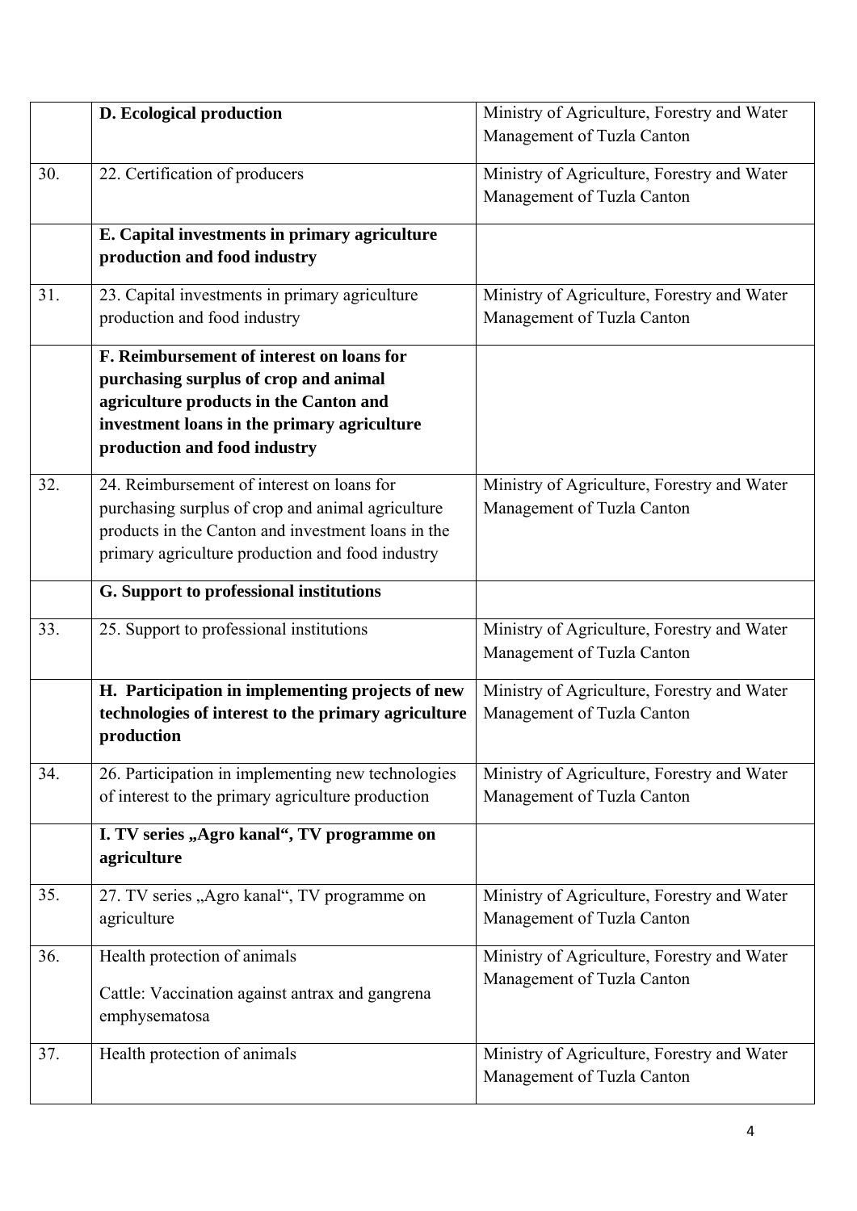|  |  |  |
|---|---|---|
|  | **D. Ecological production** | Ministry of Agriculture, Forestry and Water Management of Tuzla Canton |
| 30. | 22. Certification of producers | Ministry of Agriculture, Forestry and Water Management of Tuzla Canton |
|  | **E. Capital investments in primary agriculture production and food industry** |  |
| 31. | 23. Capital investments in primary agriculture production and food industry | Ministry of Agriculture, Forestry and Water Management of Tuzla Canton |
|  | **F. Reimbursement of interest on loans for purchasing surplus of crop and animal agriculture products in the Canton and investment loans in the primary agriculture production and food industry** |  |
| 32. | 24. Reimbursement of interest on loans for purchasing surplus of crop and animal agriculture products in the Canton and investment loans in the primary agriculture production and food industry | Ministry of Agriculture, Forestry and Water Management of Tuzla Canton |
|  | **G. Support to professional institutions** |  |
| 33. | 25. Support to professional institutions | Ministry of Agriculture, Forestry and Water Management of Tuzla Canton |
|  | **H. Participation in implementing projects of new technologies of interest to the primary agriculture production** | Ministry of Agriculture, Forestry and Water Management of Tuzla Canton |
| 34. | 26. Participation in implementing new technologies of interest to the primary agriculture production | Ministry of Agriculture, Forestry and Water Management of Tuzla Canton |
|  | **I. TV series „Agro kanal“, TV programme on agriculture** |  |
| 35. | 27. TV series „Agro kanal“, TV programme on agriculture | Ministry of Agriculture, Forestry and Water Management of Tuzla Canton |
| 36. | Health protection of animals<br><br>Cattle: Vaccination against antrax and gangrena emphysematosa | Ministry of Agriculture, Forestry and Water Management of Tuzla Canton |
| 37. | Health protection of animals | Ministry of Agriculture, Forestry and Water Management of Tuzla Canton |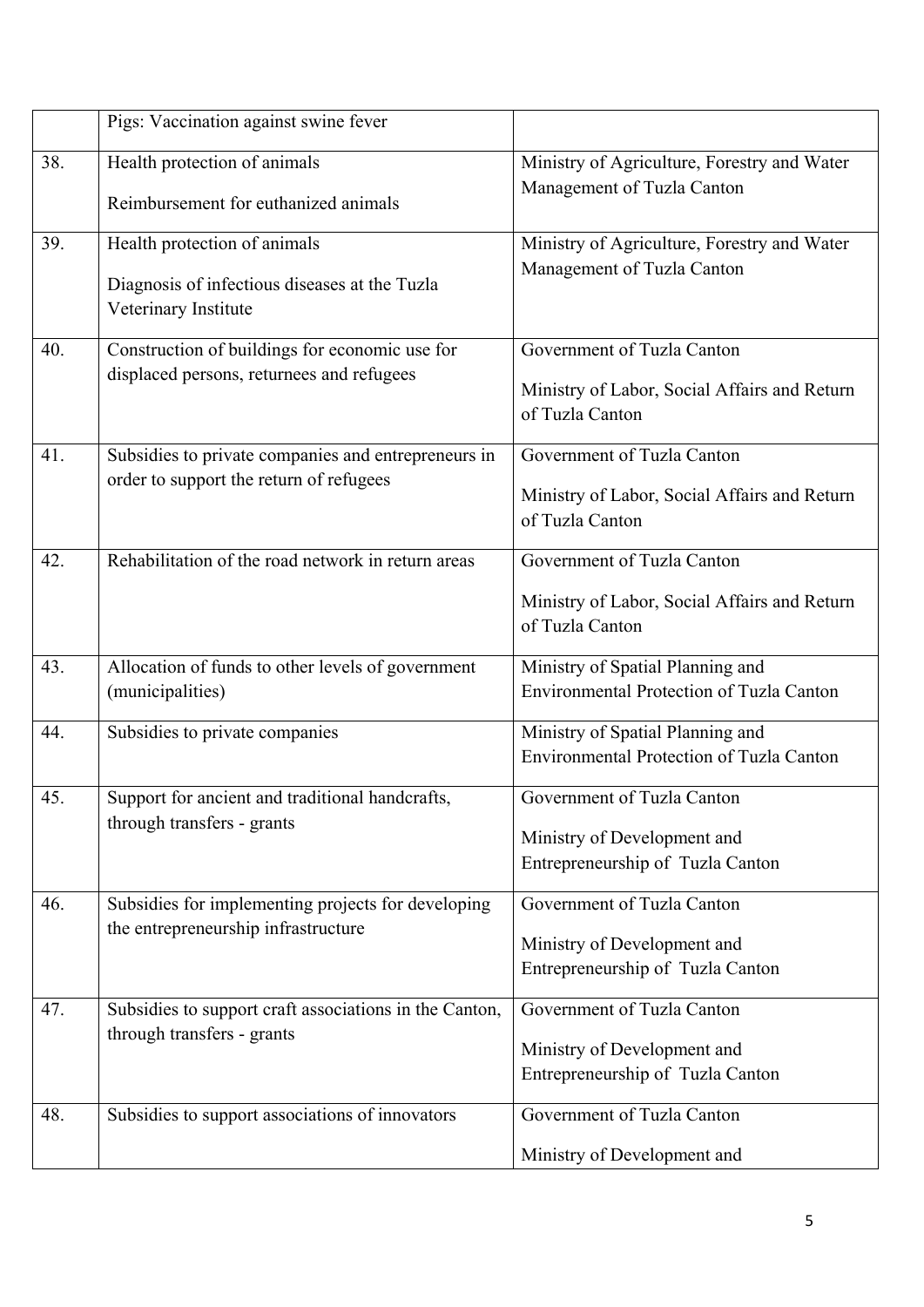|  |  |  |
|---|---|---|
|  | Pigs: Vaccination against swine fever |  |
| 38. | Health protection of animals<br><br>Reimbursement for euthanized animals | Ministry of Agriculture, Forestry and Water Management of Tuzla Canton |
| 39. | Health protection of animals<br><br>Diagnosis of infectious diseases at the Tuzla Veterinary Institute | Ministry of Agriculture, Forestry and Water Management of Tuzla Canton |
| 40. | Construction of buildings for economic use for displaced persons, returnees and refugees | Government of Tuzla Canton<br><br>Ministry of Labor, Social Affairs and Return of Tuzla Canton |
| 41. | Subsidies to private companies and entrepreneurs in order to support the return of refugees | Government of Tuzla Canton<br><br>Ministry of Labor, Social Affairs and Return of Tuzla Canton |
| 42. | Rehabilitation of the road network in return areas | Government of Tuzla Canton<br><br>Ministry of Labor, Social Affairs and Return of Tuzla Canton |
| 43. | Allocation of funds to other levels of government (municipalities) | Ministry of Spatial Planning and Environmental Protection of Tuzla Canton |
| 44. | Subsidies to private companies | Ministry of Spatial Planning and Environmental Protection of Tuzla Canton |
| 45. | Support for ancient and traditional handcrafts, through transfers - grants | Government of Tuzla Canton<br><br>Ministry of Development and Entrepreneurship of Tuzla Canton |
| 46. | Subsidies for implementing projects for developing the entrepreneurship infrastructure | Government of Tuzla Canton<br><br>Ministry of Development and Entrepreneurship of Tuzla Canton |
| 47. | Subsidies to support craft associations in the Canton, through transfers - grants | Government of Tuzla Canton<br><br>Ministry of Development and Entrepreneurship of Tuzla Canton |
| 48. | Subsidies to support associations of innovators | Government of Tuzla Canton<br><br>Ministry of Development and |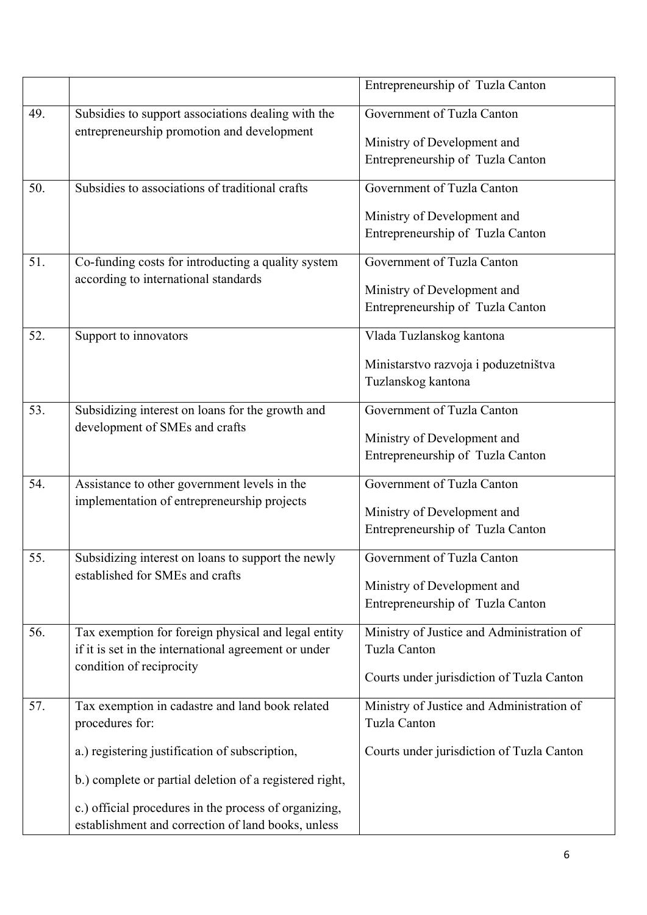|  |  | Entrepreneurship of Tuzla Canton |
|---|---|---|
| 49. | Subsidies to support associations dealing with the entrepreneurship promotion and development | Government of Tuzla Canton<br><br>Ministry of Development and Entrepreneurship of Tuzla Canton |
| 50. | Subsidies to associations of traditional crafts | Government of Tuzla Canton<br><br>Ministry of Development and Entrepreneurship of Tuzla Canton |
| 51. | Co-funding costs for introducting a quality system according to international standards | Government of Tuzla Canton<br><br>Ministry of Development and Entrepreneurship of Tuzla Canton |
| 52. | Support to innovators | Vlada Tuzlanskog kantona<br><br>Ministarstvo razvoja i poduzetništva Tuzlanskog kantona |
| 53. | Subsidizing interest on loans for the growth and development of SMEs and crafts | Government of Tuzla Canton<br><br>Ministry of Development and Entrepreneurship of Tuzla Canton |
| 54. | Assistance to other government levels in the implementation of entrepreneurship projects | Government of Tuzla Canton<br><br>Ministry of Development and Entrepreneurship of Tuzla Canton |
| 55. | Subsidizing interest on loans to support the newly established for SMEs and crafts | Government of Tuzla Canton<br><br>Ministry of Development and Entrepreneurship of Tuzla Canton |
| 56. | Tax exemption for foreign physical and legal entity if it is set in the international agreement or under condition of reciprocity | Ministry of Justice and Administration of Tuzla Canton<br><br>Courts under jurisdiction of Tuzla Canton |
| 57. | Tax exemption in cadastre and land book related procedures for:<br><br>a.) registering justification of subscription,<br><br>b.) complete or partial deletion of a registered right,<br><br>c.) official procedures in the process of organizing, establishment and correction of land books, unless | Ministry of Justice and Administration of Tuzla Canton<br><br>Courts under jurisdiction of Tuzla Canton |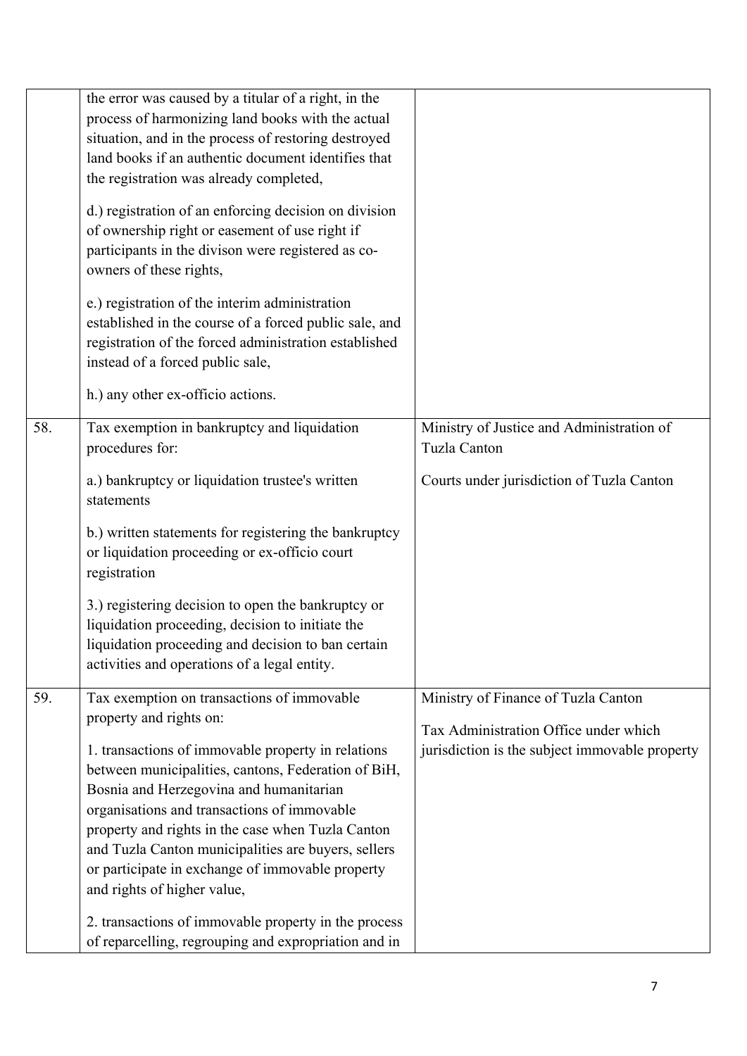| | | |
|---|---|---|
| | the error was caused by a titular of a right, in the process of harmonizing land books with the actual situation, and in the process of restoring destroyed land books if an authentic document identifies that the registration was already completed,<br><br>d.) registration of an enforcing decision on division of ownership right or easement of use right if participants in the divison were registered as co-owners of these rights,<br><br>e.) registration of the interim administration established in the course of a forced public sale, and registration of the forced administration established instead of a forced public sale,<br><br>h.) any other ex-officio actions. | |
| 58. | Tax exemption in bankruptcy and liquidation procedures for:<br><br>a.) bankruptcy or liquidation trustee's written statements<br><br>b.) written statements for registering the bankruptcy or liquidation proceeding or ex-officio court registration<br><br>3.) registering decision to open the bankruptcy or liquidation proceeding, decision to initiate the liquidation proceeding and decision to ban certain activities and operations of a legal entity. | Ministry of Justice and Administration of Tuzla Canton<br><br>Courts under jurisdiction of Tuzla Canton |
| 59. | Tax exemption on transactions of immovable property and rights on:<br><br>1. transactions of immovable property in relations between municipalities, cantons, Federation of BiH, Bosnia and Herzegovina and humanitarian organisations and transactions of immovable property and rights in the case when Tuzla Canton and Tuzla Canton municipalities are buyers, sellers or participate in exchange of immovable property and rights of higher value,<br><br>2. transactions of immovable property in the process of reparcelling, regrouping and expropriation and in | Ministry of Finance of Tuzla Canton<br><br>Tax Administration Office under which jurisdiction is the subject immovable property |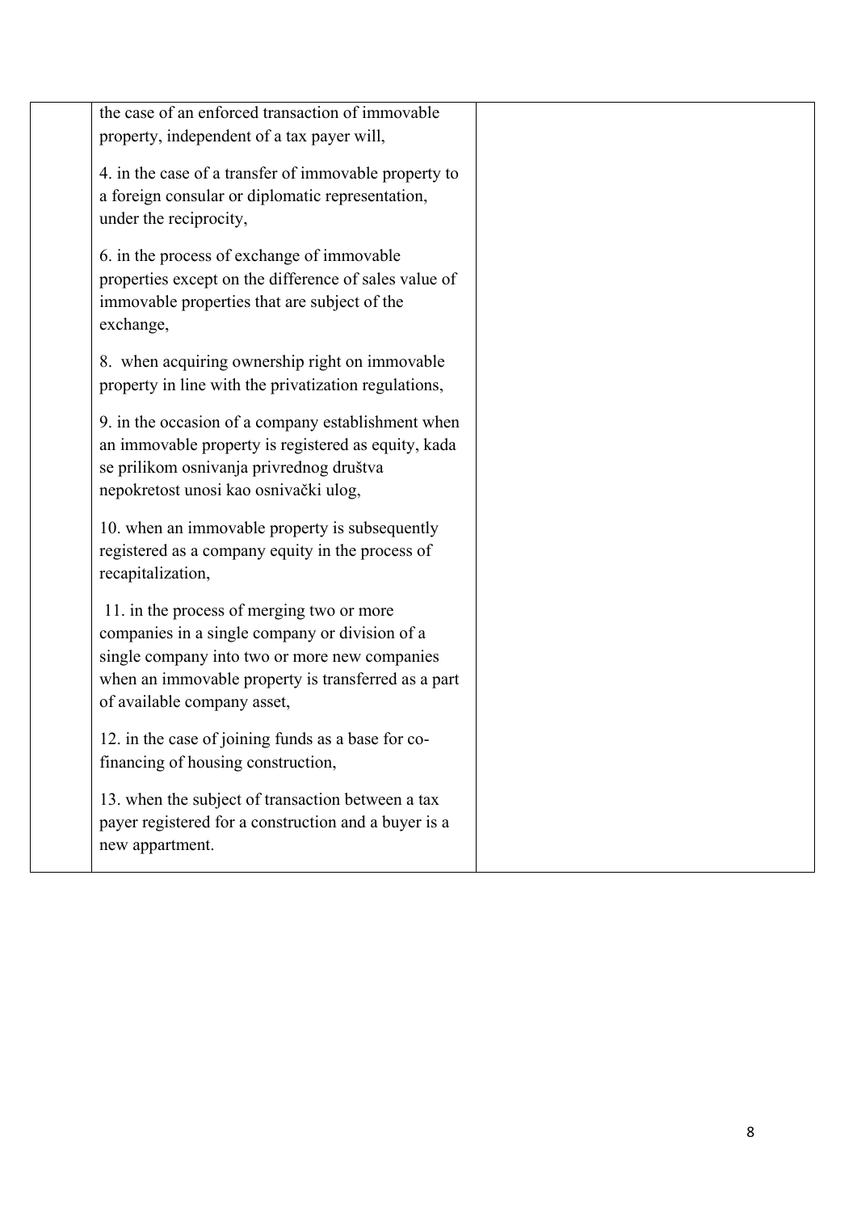| | | |
|---|---|---|
| | the case of an enforced transaction of immovable property, independent of a tax payer will,<br><br>4. in the case of a transfer of immovable property to a foreign consular or diplomatic representation, under the reciprocity,<br><br>6. in the process of exchange of immovable properties except on the difference of sales value of immovable properties that are subject of the exchange,<br><br>8. when acquiring ownership right on immovable property in line with the privatization regulations,<br><br>9. in the occasion of a company establishment when an immovable property is registered as equity, kada se prilikom osnivanja privrednog društva nepokretost unosi kao osnivački ulog,<br><br>10. when an immovable property is subsequently registered as a company equity in the process of recapitalization,<br><br>11. in the process of merging two or more companies in a single company or division of a single company into two or more new companies when an immovable property is transferred as a part of available company asset,<br><br>12. in the case of joining funds as a base for co-financing of housing construction,<br><br>13. when the subject of transaction between a tax payer registered for a construction and a buyer is a new appartment. | |